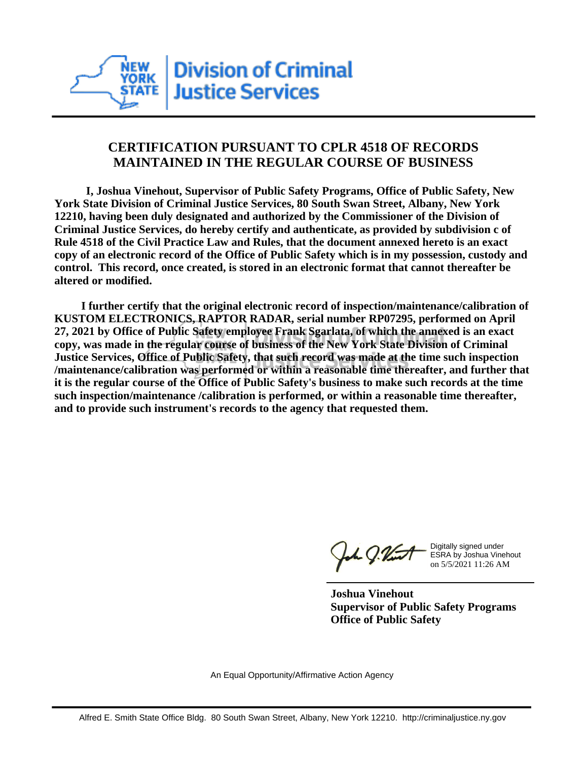# CERTIFICATION PURSUANT TO CPLR 4518 OF RECORDS MAINTAINED IN THE REGULAR COURSE OF BUSINESS

**I, Joshua Vinehout, Supervisor of Public Safety Programs, Office of Public Safety, New York State Division of Criminal Justice Services, 80 South Swan Street, Albany, New York 12210, having been duly designated and authorized by the Commissioner of the Division of Criminal Justice Services, do hereby certify and authenticate, as provided by subdivision c of Rule 4518 of the Civil Practice Law and Rules, that the document annexed hereto is an exact copy of an electronic record of the Office of Public Safety which is in my possession, custody and control. This record, once created, is stored in an electronic format that cannot thereafter be altered or modified.**

**I further certify that the original electronic record of inspection/maintenance/calibration of KUSTOM ELECTRONICS, RAPTOR RADAR, serial number RP07295, performed on April 27, 2021 by Office of Public Safety employee Frank Sgarlata, of which the annexed is an exact copy, was made in the regular course of business of the New York State Division of Criminal Justice Services, Office of Public Safety, that such record was made at the time such inspection /maintenance/calibration was performed or within a reasonable time thereafter, and further that it is the regular course of the Office of Public Safety's business to make such records at the time such inspection/maintenance /calibration is performed, or within a reasonable time thereafter, and to provide such instrument's records to the agency that requested them.**

Digitally signed under ESRA by Joshua Vinehout on 5/5/2021 11:26 AM

**Joshua Vinehout**
**Supervisor of Public Safety Programs**
**Office of Public Safety**

An Equal Opportunity/Affirmative Action Agency

Alfred E. Smith State Office Bldg. 80 South Swan Street, Albany, New York 12210. http://criminaljustice.ny.gov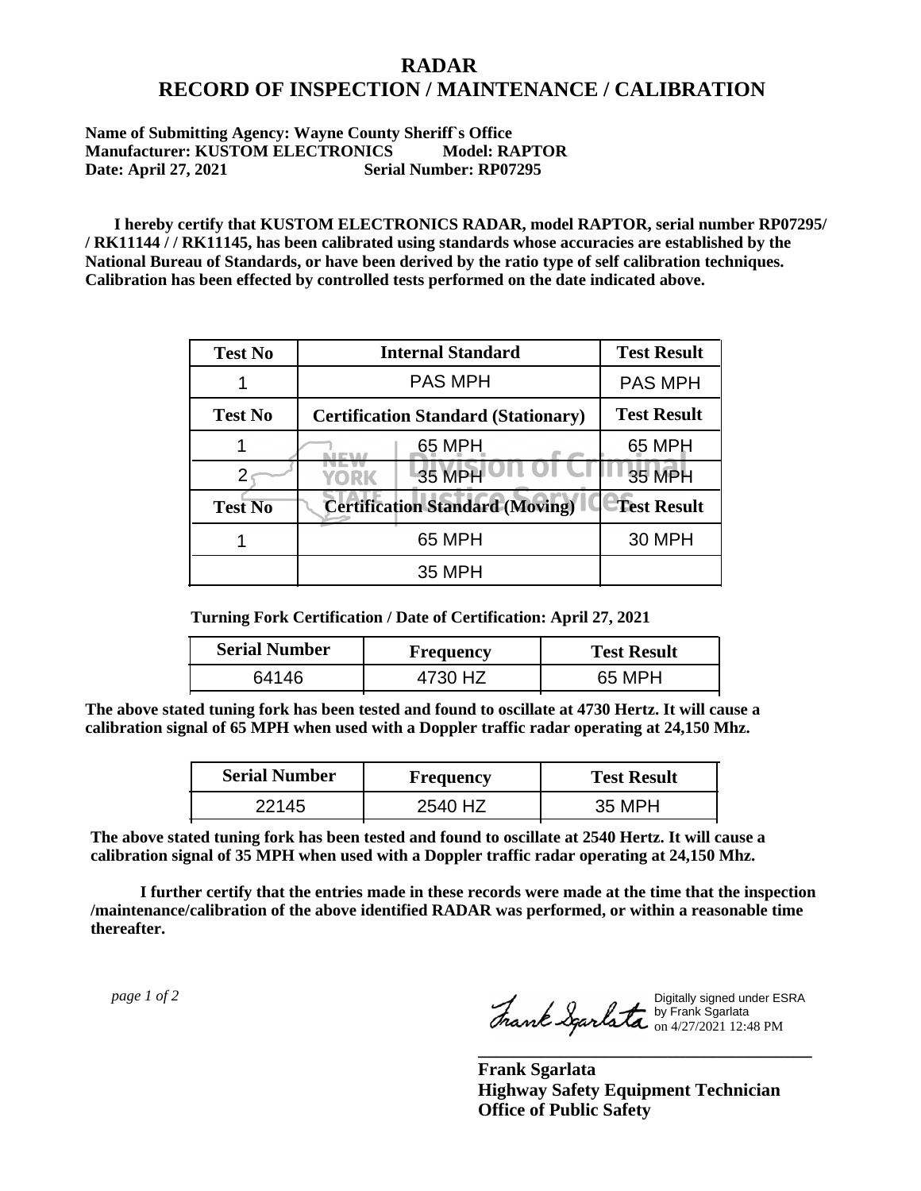# RADAR
# RECORD OF INSPECTION / MAINTENANCE / CALIBRATION

**Name of Submitting Agency: Wayne County Sheriff`s Office**
**Manufacturer: KUSTOM ELECTRONICS Model: RAPTOR**
**Date: April 27, 2021 Serial Number: RP07295**

**I hereby certify that KUSTOM ELECTRONICS RADAR, model RAPTOR, serial number RP07295/ / RK11144 / / RK11145, has been calibrated using standards whose accuracies are established by the National Bureau of Standards, or have been derived by the ratio type of self calibration techniques. Calibration has been effected by controlled tests performed on the date indicated above.**

| Test No | Internal Standard | Test Result |
|---|---|---|
| 1 | PAS MPH | PAS MPH |
| **Test No** | **Certification Standard (Stationary)** | **Test Result** |
| 1 | 65 MPH | 65 MPH |
| 2 | 35 MPH | 35 MPH |
| **Test No** | **Certification Standard (Moving)** | **Test Result** |
| 1 | 65 MPH | 30 MPH |
| | 35 MPH | |

**Turning Fork Certification / Date of Certification: April 27, 2021**

| Serial Number | Frequency | Test Result |
|---|---|---|
| 64146 | 4730 HZ | 65 MPH |

**The above stated tuning fork has been tested and found to oscillate at 4730 Hertz. It will cause a calibration signal of 65 MPH when used with a Doppler traffic radar operating at 24,150 Mhz.**

| Serial Number | Frequency | Test Result |
|---|---|---|
| 22145 | 2540 HZ | 35 MPH |

**The above stated tuning fork has been tested and found to oscillate at 2540 Hertz. It will cause a calibration signal of 35 MPH when used with a Doppler traffic radar operating at 24,150 Mhz.**

**I further certify that the entries made in these records were made at the time that the inspection /maintenance/calibration of the above identified RADAR was performed, or within a reasonable time thereafter.**

*page 1 of 2*

Digitally signed under ESRA by Frank Sgarlata on 4/27/2021 12:48 PM

**Frank Sgarlata**
**Highway Safety Equipment Technician**
**Office of Public Safety**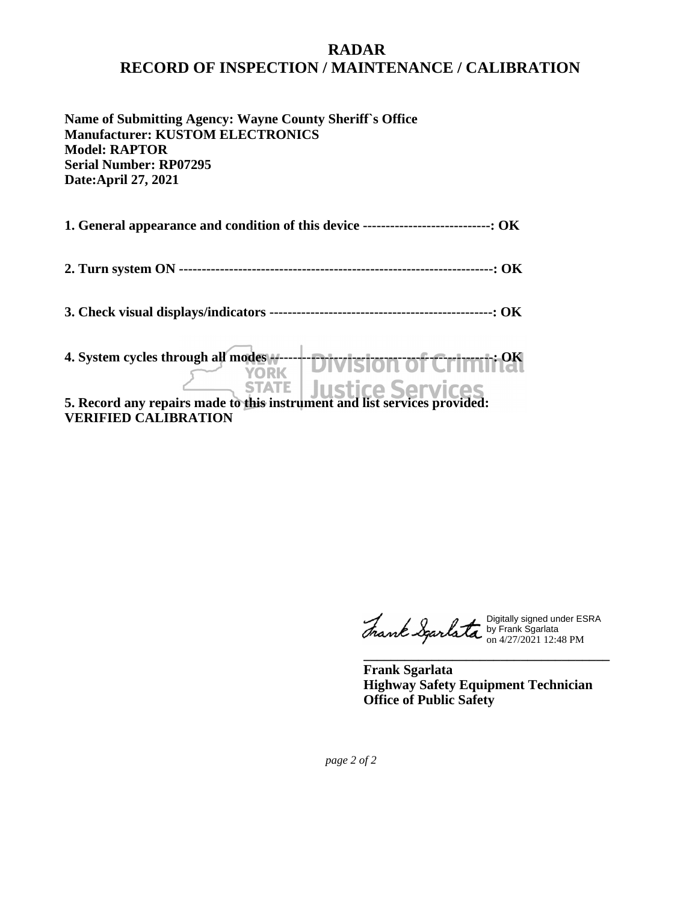# RADAR
# RECORD OF INSPECTION / MAINTENANCE / CALIBRATION

**Name of Submitting Agency: Wayne County Sheriff`s Office**
**Manufacturer: KUSTOM ELECTRONICS**
**Model: RAPTOR**
**Serial Number: RP07295**
**Date:April 27, 2021**

**1. General appearance and condition of this device ----------------------------: OK**

**2. Turn system ON ------------------------------------------------------------------: OK**

**3. Check visual displays/indicators -------------------------------------------------: OK**

**4. System cycles through all modes -------------------------------------------------: OK**

**5. Record any repairs made to this instrument and list services provided:**
**VERIFIED CALIBRATION**

Digitally signed under ESRA by Frank Sgarlata on 4/27/2021 12:48 PM

**Frank Sgarlata**
**Highway Safety Equipment Technician**
**Office of Public Safety**